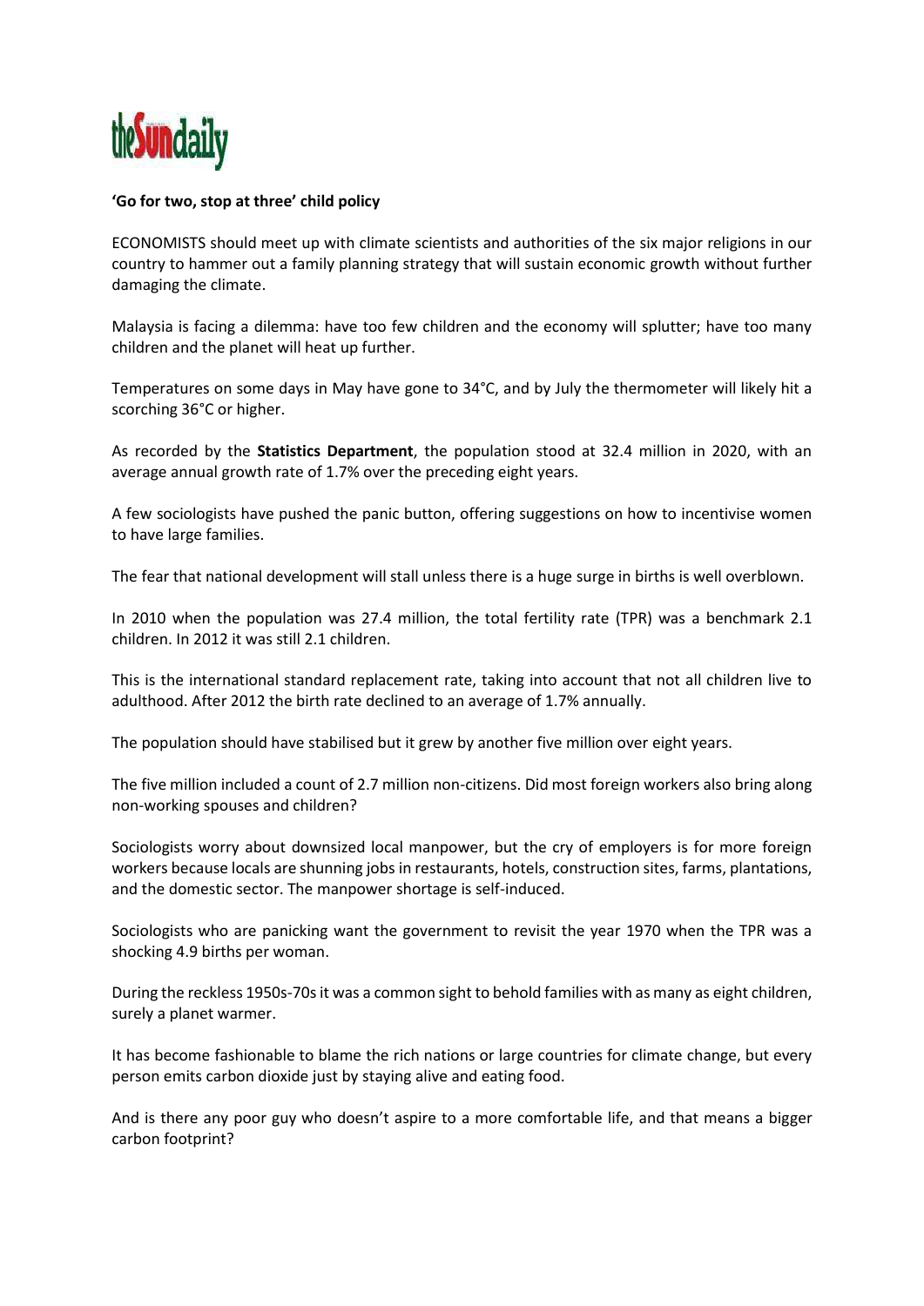**'Go for two, stop at three' child policy**

ECONOMISTS should meet up with climate scientists and authorities of the six major religions in our country to hammer out a family planning strategy that will sustain economic growth without further damaging the climate.

Malaysia is facing a dilemma: have too few children and the economy will splutter; have too many children and the planet will heat up further.

Temperatures on some days in May have gone to 34°C, and by July the thermometer will likely hit a scorching 36°C or higher.

As recorded by the **Statistics Department**, the population stood at 32.4 million in 2020, with an average annual growth rate of 1.7% over the preceding eight years.

A few sociologists have pushed the panic button, offering suggestions on how to incentivise women to have large families.

The fear that national development will stall unless there is a huge surge in births is well overblown.

In 2010 when the population was 27.4 million, the total fertility rate (TPR) was a benchmark 2.1 children. In 2012 it was still 2.1 children.

This is the international standard replacement rate, taking into account that not all children live to adulthood. After 2012 the birth rate declined to an average of 1.7% annually.

The population should have stabilised but it grew by another five million over eight years.

The five million included a count of 2.7 million non-citizens. Did most foreign workers also bring along non-working spouses and children?

Sociologists worry about downsized local manpower, but the cry of employers is for more foreign workers because locals are shunning jobs in restaurants, hotels, construction sites, farms, plantations, and the domestic sector. The manpower shortage is self-induced.

Sociologists who are panicking want the government to revisit the year 1970 when the TPR was a shocking 4.9 births per woman.

During the reckless 1950s-70s it was a common sight to behold families with as many as eight children, surely a planet warmer.

It has become fashionable to blame the rich nations or large countries for climate change, but every person emits carbon dioxide just by staying alive and eating food.

And is there any poor guy who doesn't aspire to a more comfortable life, and that means a bigger carbon footprint?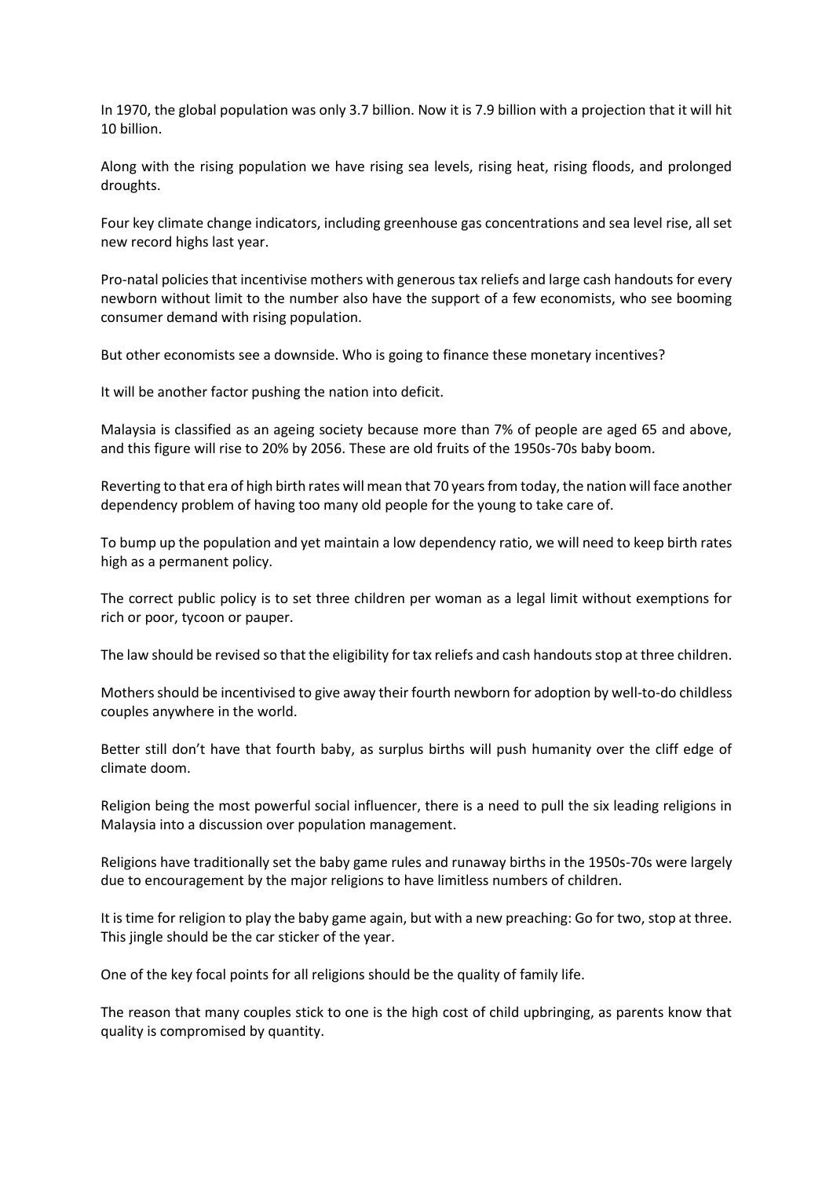In 1970, the global population was only 3.7 billion. Now it is 7.9 billion with a projection that it will hit 10 billion.

Along with the rising population we have rising sea levels, rising heat, rising floods, and prolonged droughts.

Four key climate change indicators, including greenhouse gas concentrations and sea level rise, all set new record highs last year.

Pro-natal policies that incentivise mothers with generous tax reliefs and large cash handouts for every newborn without limit to the number also have the support of a few economists, who see booming consumer demand with rising population.

But other economists see a downside. Who is going to finance these monetary incentives?

It will be another factor pushing the nation into deficit.

Malaysia is classified as an ageing society because more than 7% of people are aged 65 and above, and this figure will rise to 20% by 2056. These are old fruits of the 1950s-70s baby boom.

Reverting to that era of high birth rates will mean that 70 years from today, the nation will face another dependency problem of having too many old people for the young to take care of.

To bump up the population and yet maintain a low dependency ratio, we will need to keep birth rates high as a permanent policy.

The correct public policy is to set three children per woman as a legal limit without exemptions for rich or poor, tycoon or pauper.

The law should be revised so that the eligibility for tax reliefs and cash handouts stop at three children.

Mothers should be incentivised to give away their fourth newborn for adoption by well-to-do childless couples anywhere in the world.

Better still don't have that fourth baby, as surplus births will push humanity over the cliff edge of climate doom.

Religion being the most powerful social influencer, there is a need to pull the six leading religions in Malaysia into a discussion over population management.

Religions have traditionally set the baby game rules and runaway births in the 1950s-70s were largely due to encouragement by the major religions to have limitless numbers of children.

It is time for religion to play the baby game again, but with a new preaching: Go for two, stop at three. This jingle should be the car sticker of the year.

One of the key focal points for all religions should be the quality of family life.

The reason that many couples stick to one is the high cost of child upbringing, as parents know that quality is compromised by quantity.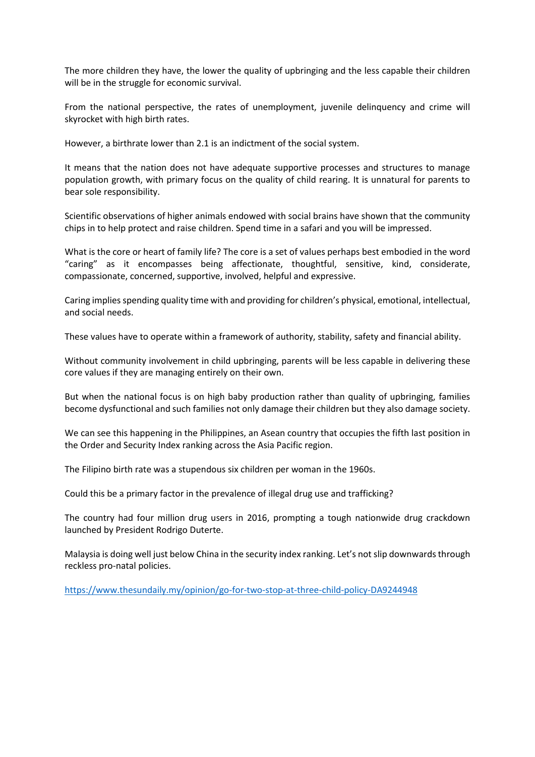The more children they have, the lower the quality of upbringing and the less capable their children will be in the struggle for economic survival.

From the national perspective, the rates of unemployment, juvenile delinquency and crime will skyrocket with high birth rates.

However, a birthrate lower than 2.1 is an indictment of the social system.

It means that the nation does not have adequate supportive processes and structures to manage population growth, with primary focus on the quality of child rearing. It is unnatural for parents to bear sole responsibility.

Scientific observations of higher animals endowed with social brains have shown that the community chips in to help protect and raise children. Spend time in a safari and you will be impressed.

What is the core or heart of family life? The core is a set of values perhaps best embodied in the word "caring" as it encompasses being affectionate, thoughtful, sensitive, kind, considerate, compassionate, concerned, supportive, involved, helpful and expressive.

Caring implies spending quality time with and providing for children's physical, emotional, intellectual, and social needs.

These values have to operate within a framework of authority, stability, safety and financial ability.

Without community involvement in child upbringing, parents will be less capable in delivering these core values if they are managing entirely on their own.

But when the national focus is on high baby production rather than quality of upbringing, families become dysfunctional and such families not only damage their children but they also damage society.

We can see this happening in the Philippines, an Asean country that occupies the fifth last position in the Order and Security Index ranking across the Asia Pacific region.

The Filipino birth rate was a stupendous six children per woman in the 1960s.

Could this be a primary factor in the prevalence of illegal drug use and trafficking?

The country had four million drug users in 2016, prompting a tough nationwide drug crackdown launched by President Rodrigo Duterte.

Malaysia is doing well just below China in the security index ranking. Let's not slip downwards through reckless pro-natal policies.

https://www.thesundaily.my/opinion/go-for-two-stop-at-three-child-policy-DA9244948